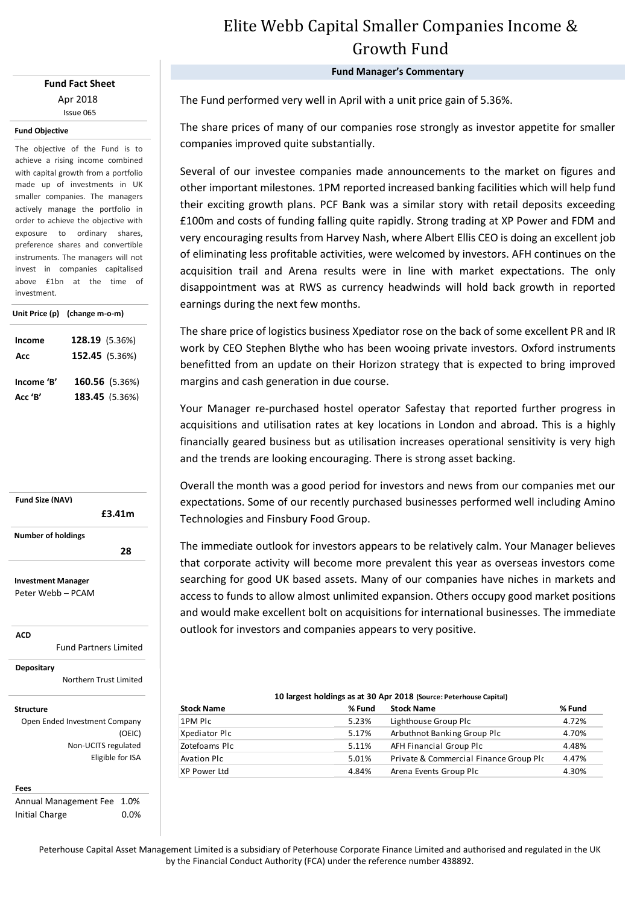# Elite Webb Capital Smaller Companies Income & Growth Fund

**Fund Fact Sheet**

Apr 2018

Issue 065

**Fund Objective**

The objective of the Fund is to achieve a rising income combined with capital growth from a portfolio made up of investments in UK smaller companies. The managers actively manage the portfolio in order to achieve the objective with exposure to ordinary shares, preference shares and convertible instruments. The managers will not invest in companies capitalised above £1bn at the time of investment.

**Unit Price (p) (change m-o-m)**

| | |
|---|---|
| **Income** | **128.19** (5.36%) |
| **Acc** | **152.45** (5.36%) |
| **Income 'B'** | **160.56** (5.36%) |
| **Acc 'B'** | **183.45** (5.36%) |

**Fund Size (NAV)**

**£3.41m**

**Number of holdings**

**28**

**Investment Manager**

Peter Webb – PCAM

**ACD**

Fund Partners Limited

**Depositary**

Northern Trust Limited

**Structure**

Open Ended Investment Company (OEIC)

Non-UCITS regulated

Eligible for ISA

**Fees**

| | |
|---|---|
| Annual Management Fee | 1.0% |
| Initial Charge | 0.0% |

## Fund Manager's Commentary

The Fund performed very well in April with a unit price gain of 5.36%.

The share prices of many of our companies rose strongly as investor appetite for smaller companies improved quite substantially.

Several of our investee companies made announcements to the market on figures and other important milestones. 1PM reported increased banking facilities which will help fund their exciting growth plans. PCF Bank was a similar story with retail deposits exceeding £100m and costs of funding falling quite rapidly. Strong trading at XP Power and FDM and very encouraging results from Harvey Nash, where Albert Ellis CEO is doing an excellent job of eliminating less profitable activities, were welcomed by investors. AFH continues on the acquisition trail and Arena results were in line with market expectations. The only disappointment was at RWS as currency headwinds will hold back growth in reported earnings during the next few months.

The share price of logistics business Xpediator rose on the back of some excellent PR and IR work by CEO Stephen Blythe who has been wooing private investors. Oxford instruments benefitted from an update on their Horizon strategy that is expected to bring improved margins and cash generation in due course.

Your Manager re-purchased hostel operator Safestay that reported further progress in acquisitions and utilisation rates at key locations in London and abroad. This is a highly financially geared business but as utilisation increases operational sensitivity is very high and the trends are looking encouraging. There is strong asset backing.

Overall the month was a good period for investors and news from our companies met our expectations. Some of our recently purchased businesses performed well including Amino Technologies and Finsbury Food Group.

The immediate outlook for investors appears to be relatively calm. Your Manager believes that corporate activity will become more prevalent this year as overseas investors come searching for good UK based assets. Many of our companies have niches in markets and access to funds to allow almost unlimited expansion. Others occupy good market positions and would make excellent bolt on acquisitions for international businesses. The immediate outlook for investors and companies appears to very positive.

**10 largest holdings as at 30 Apr 2018** (Source: Peterhouse Capital)

| Stock Name | % Fund | Stock Name | % Fund |
|---|---|---|---|
| 1PM Plc | 5.23% | Lighthouse Group Plc | 4.72% |
| Xpediator Plc | 5.17% | Arbuthnot Banking Group Plc | 4.70% |
| Zotefoams Plc | 5.11% | AFH Financial Group Plc | 4.48% |
| Avation Plc | 5.01% | Private & Commercial Finance Group Plc | 4.47% |
| XP Power Ltd | 4.84% | Arena Events Group Plc | 4.30% |

Peterhouse Capital Asset Management Limited is a subsidiary of Peterhouse Corporate Finance Limited and authorised and regulated in the UK by the Financial Conduct Authority (FCA) under the reference number 438892.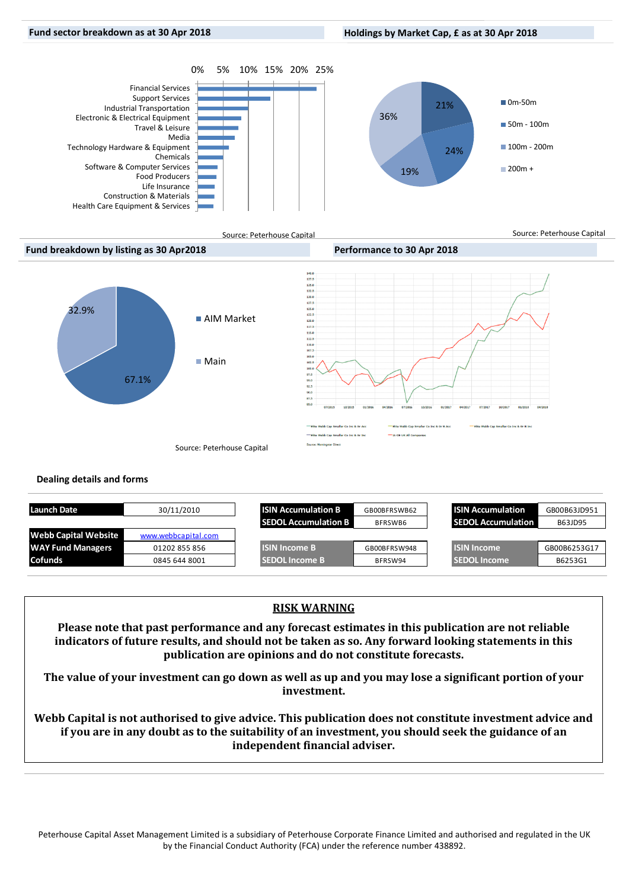## Fund sector breakdown as at 30 Apr 2018

0% 5% 10% 15% 20% 25%

Financial Services
Support Services
Industrial Transportation
Electronic & Electrical Equipment
Travel & Leisure
Media
Technology Hardware & Equipment
Chemicals
Software & Computer Services
Food Producers
Life Insurance
Construction & Materials
Health Care Equipment & Services

Source: Peterhouse Capital

## Holdings by Market Cap, £ as at 30 Apr 2018

21%
24%
19%
36%

0m-50m
50m - 100m
100m - 200m
200m +

Source: Peterhouse Capital

## Fund breakdown by listing as 30 Apr2018

32.9%
67.1%

AIM Market
Main

Source: Peterhouse Capital

## Performance to 30 Apr 2018

Source: Morningstar Direct

## Dealing details and forms

| | | | | | |
|---|---|---|---|---|---|
| **Launch Date** | 30/11/2010 | **ISIN Accumulation B** | GB00BFRSWB62 | **ISIN Accumulation** | GB00B63JD951 |
| | | **SEDOL Accumulation B** | BFRSWB6 | **SEDOL Accumulation** | B63JD95 |
| **Webb Capital Website** | www.webbcapital.com | | | | |
| **WAY Fund Managers** | 01202 855 856 | **ISIN Income B** | GB00BFRSW948 | **ISIN Income** | GB00B6253G17 |
| **Cofunds** | 0845 644 8001 | **SEDOL Income B** | BFRSW94 | **SEDOL Income** | B6253G1 |

## RISK WARNING

**Please note that past performance and any forecast estimates in this publication are not reliable indicators of future results, and should not be taken as so. Any forward looking statements in this publication are opinions and do not constitute forecasts.**

**The value of your investment can go down as well as up and you may lose a significant portion of your investment.**

**Webb Capital is not authorised to give advice. This publication does not constitute investment advice and if you are in any doubt as to the suitability of an investment, you should seek the guidance of an independent financial adviser.**

Peterhouse Capital Asset Management Limited is a subsidiary of Peterhouse Corporate Finance Limited and authorised and regulated in the UK by the Financial Conduct Authority (FCA) under the reference number 438892.